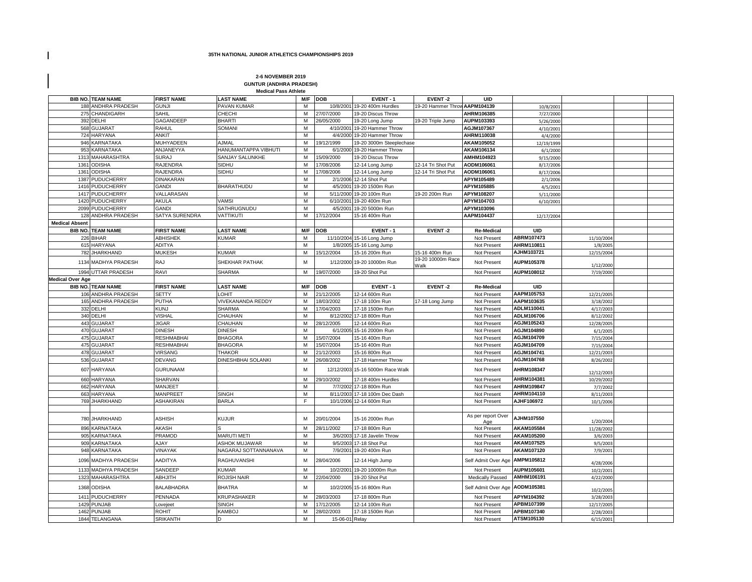**35TH NATIONAL JUNIOR ATHLETICS CHAMPIONSHIPS 2019**

**2-6 NOVEMBER 2019**
**GUNTUR (ANDHRA PRADESH)**
**Medical Pass Athlete**

| BIB NO. | TEAM NAME | FIRST NAME | LAST NAME | M/F | DOB | EVENT - 1 | EVENT -2 | UID | | | | |
|---|---|---|---|---|---|---|---|---|---|---|---|---|
| 188 | ANDHRA PRADESH | GUNJI | PAVAN KUMAR | M | 10/8/2001 | 19-20 400m Hurdles | 19-20 Hammer Throw | AAPM104139 | 10/8/2001 | | | |
| 275 | CHANDIGARH | SAHIL | CHECHI | M | 27/07/2000 | 19-20 Discus Throw | | AHRM106385 | 7/27/2000 | | | |
| 392 | DELHI | GAGANDEEP | BHARTI | M | 26/05/2000 | 19-20 Long Jump | 19-20 Triple Jump | AUPM103393 | 5/26/2000 | | | |
| 568 | GUJARAT | RAHUL | SOMANI | M | 4/10/2001 | 19-20 Hammer Throw | | AGJM107367 | 4/10/2001 | | | |
| 724 | HARYANA | ANKIT | . | M | 4/4/2000 | 19-20 Hammer Throw | | AHRM110038 | 4/4/2000 | | | |
| 946 | KARNATAKA | MUHYADEEN | AJMAL | M | 19/12/1999 | 19-20 3000m Steeplechase | | AKAM105052 | 12/19/1999 | | | |
| 953 | KARNATAKA | ANJANEYYA | HANUMANTAPPA VIBHUTI | M | 6/1/2000 | 19-20 Hammer Throw | | AKAM106134 | 6/1/2000 | | | |
| 1313 | MAHARASHTRA | SURAJ | SANJAY SALUNKHE | M | 15/09/2000 | 19-20 Discus Throw | | AMHM104923 | 9/15/2000 | | | |
| 1361 | ODISHA | RAJENDRA | SIDHU | M | 17/08/2006 | 12-14 Long Jump | 12-14 Tri Shot Put | AODM106061 | 8/17/2006 | | | |
| 1361 | ODISHA | RAJENDRA | SIDHU | M | 17/08/2006 | 12-14 Long Jump | 12-14 Tri Shot Put | AODM106061 | 8/17/2006 | | | |
| 1387 | PUDUCHERRY | DINAKARAN | . | M | 2/1/2006 | 12-14 Shot Put | | APYM105489 | 2/1/2006 | | | |
| 1416 | PUDUCHERRY | GANDI | BHARATHUDU | M | 4/5/2001 | 19-20 1500m Run | | APYM105885 | 4/5/2001 | | | |
| 1417 | PUDUCHERRY | VALLARASAN | . | M | 5/11/2000 | 19-20 100m Run | 19-20 200m Run | APYM108207 | 5/11/2000 | | | |
| 1420 | PUDUCHERRY | AKULA | VAMSI | M | 6/10/2001 | 19-20 400m Run | | APYM104703 | 6/10/2001 | | | |
| 2099 | PUDUCHERRY | GANDI | SATHRUGNUDU | M | 4/5/2001 | 19-20 5000m Run | | APYM103096 | | | | |
| 128 | ANDHRA PRADESH | SATYA SURENDRA | VATTIKUTI | M | 17/12/2004 | 15-16 400m Run | | AAPM104437 | 12/17/2004 | | | |
| **Medical Absent** | | | | | | | | | | | | |
| **BIB NO.** | **TEAM NAME** | **FIRST NAME** | **LAST NAME** | **M/F** | **DOB** | **EVENT - 1** | **EVENT -2** | **Re-Medical** | **UID** | | | |
| 226 | BIHAR | ABHISHEK | KUMAR | M | 11/10/2004 | 15-16 Long Jump | | Not Present | ABRM107473 | 11/10/2004 | | |
| 615 | HARYANA | ADITYA | . | M | 1/8/2005 | 15-16 Long Jump | | Not Present | AHRM110811 | 1/8/2005 | | |
| 782 | JHARKHAND | MUKESH | KUMAR | M | 15/12/2004 | 15-16 200m Run | 15-16 400m Run | Not Present | AJHM103721 | 12/15/2004 | | |
| 1134 | MADHYA PRADESH | RAJ | SHEKHAR PATHAK | M | 1/12/2000 | 19-20 10000m Run | 19-20 10000m Race Walk | Not Present | AUPM105378 | 1/12/2000 | | |
| 1994 | UTTAR PRADESH | RAVI | SHARMA | M | 19/07/2000 | 19-20 Shot Put | | Not Present | AUPM108012 | 7/19/2000 | | |
| **Medical Over Age** | | | | | | | | | | | | |
| **BIB NO.** | **TEAM NAME** | **FIRST NAME** | **LAST NAME** | **M/F** | **DOB** | **EVENT - 1** | **EVENT -2** | **Re-Medical** | **UID** | | | |
| 106 | ANDHRA PRADESH | SETTY | LOHIT | M | 21/12/2005 | 12-14 600m Run | | Not Present | AAPM105753 | 12/21/2005 | | |
| 165 | ANDHRA PRADESH | PUTHA | VIVEKANANDA REDDY | M | 18/03/2002 | 17-18 100m Run | 17-18 Long Jump | Not Present | AAPM103635 | 3/18/2002 | | |
| 332 | DELHI | KUNJ | SHARMA | M | 17/04/2003 | 17-18 1500m Run | | Not Present | ADLM110041 | 4/17/2003 | | |
| 340 | DELHI | VISHAL | CHAUHAN | M | 8/12/2002 | 17-18 800m Run | | Not Present | ADLM106706 | 8/12/2002 | | |
| 443 | GUJARAT | JIGAR | CHAUHAN | M | 28/12/2005 | 12-14 600m Run | | Not Present | AGJM105243 | 12/28/2005 | | |
| 470 | GUJARAT | DINESH | DINESH | M | 6/1/2005 | 15-16 2000m Run | | Not Present | AGJM104890 | 6/1/2005 | | |
| 475 | GUJARAT | RESHMABHAI | BHAGORA | M | 15/07/2004 | 15-16 400m Run | | Not Present | AGJM104709 | 7/15/2004 | | |
| 475 | GUJARAT | RESHMABHAI | BHAGORA | M | 15/07/2004 | 15-16 400m Run | | Not Present | AGJM104709 | 7/15/2004 | | |
| 478 | GUJARAT | VIRSANG | THAKOR | M | 21/12/2003 | 15-16 800m Run | | Not Present | AGJM104741 | 12/21/2003 | | |
| 536 | GUJARAT | DEVANG | DINESHBHAI SOLANKI | M | 26/08/2002 | 17-18 Hammer Throw | | Not Present | AGJM104768 | 8/26/2002 | | |
| 607 | HARYANA | GURUNAAM | . | M | 12/12/2003 | 15-16 5000m Race Walk | | Not Present | AHRM108347 | 12/12/2003 | | |
| 660 | HARYANA | SHARVAN | . | M | 29/10/2002 | 17-18 400m Hurdles | | Not Present | AHRM104381 | 10/29/2002 | | |
| 662 | HARYANA | MANJEET | . | M | 7/7/2002 | 17-18 800m Run | | Not Present | AHRM109847 | 7/7/2002 | | |
| 663 | HARYANA | MANPREET | SINGH | M | 8/11/2003 | 17-18 100m Dec Dash | | Not Present | AHRM104110 | 8/11/2003 | | |
| 769 | JHARKHAND | ASHAKIRAN | BARLA | F | 10/1/2006 | 12-14 600m Run | | Not Present | AJHF106972 | 10/1/2006 | | |
| | | | | | | | | | | | | |
| 780 | JHARKHAND | ASHISH | KUJUR | M | 20/01/2004 | 15-16 2000m Run | | As per report Over Age | AJHM107550 | 1/20/2004 | | |
| 896 | KARNATAKA | AKASH | S | M | 28/11/2002 | 17-18 800m Run | | Not Present | AKAM105584 | 11/28/2002 | | |
| 905 | KARNATAKA | PRAMOD | MARUTI METI | M | 3/6/2003 | 17-18 Javelin Throw | | Not Present | AKAM105200 | 3/6/2003 | | |
| 909 | KARNATAKA | AJAY | ASHOK MUJAWAR | M | 9/5/2003 | 17-18 Shot Put | | Not Present | AKAM107525 | 9/5/2003 | | |
| 948 | KARNATAKA | VINAYAK | NAGARAJ SOTTANNANAVA | M | 7/9/2001 | 19-20 400m Run | | Not Present | AKAM107120 | 7/9/2001 | | |
| 1096 | MADHYA PRADESH | AADITYA | RAGHUVANSHI | M | 28/04/2006 | 12-14 High Jump | | Self Admit Over Age | AMPM105812 | 4/28/2006 | | |
| 1133 | MADHYA PRADESH | SANDEEP | KUMAR | M | 10/2/2001 | 19-20 10000m Run | | Not Present | AUPM105601 | 10/2/2001 | | |
| 1323 | MAHARASHTRA | ABHJITH | ROJISH NAIR | M | 22/04/2000 | 19-20 Shot Put | | Medically Passed | AMHM106191 | 4/22/2000 | | |
| 1368 | ODISHA | BALABHADRA | BHATRA | M | 10/2/2005 | 15-16 800m Run | | Self Admit Over Age | AODM105381 | 10/2/2005 | | |
| 1411 | PUDUCHERRY | PENNADA | KRUPASHAKER | M | 28/03/2003 | 17-18 800m Run | | Not Present | APYM104392 | 3/28/2003 | | |
| 1429 | PUNJAB | Lovejeet | SINGH | M | 17/12/2005 | 12-14 100m Run | | Not Present | APBM107399 | 12/17/2005 | | |
| 1462 | PUNJAB | ROHIT | KAMBOJ | M | 28/02/2003 | 17-18 1500m Run | | Not Present | APBM107340 | 2/28/2003 | | |
| 1844 | TELANGANA | SRIKANTH | D | M | 15-06-01 | Relay | | Not Present | ATSM105130 | 6/15/2001 | | |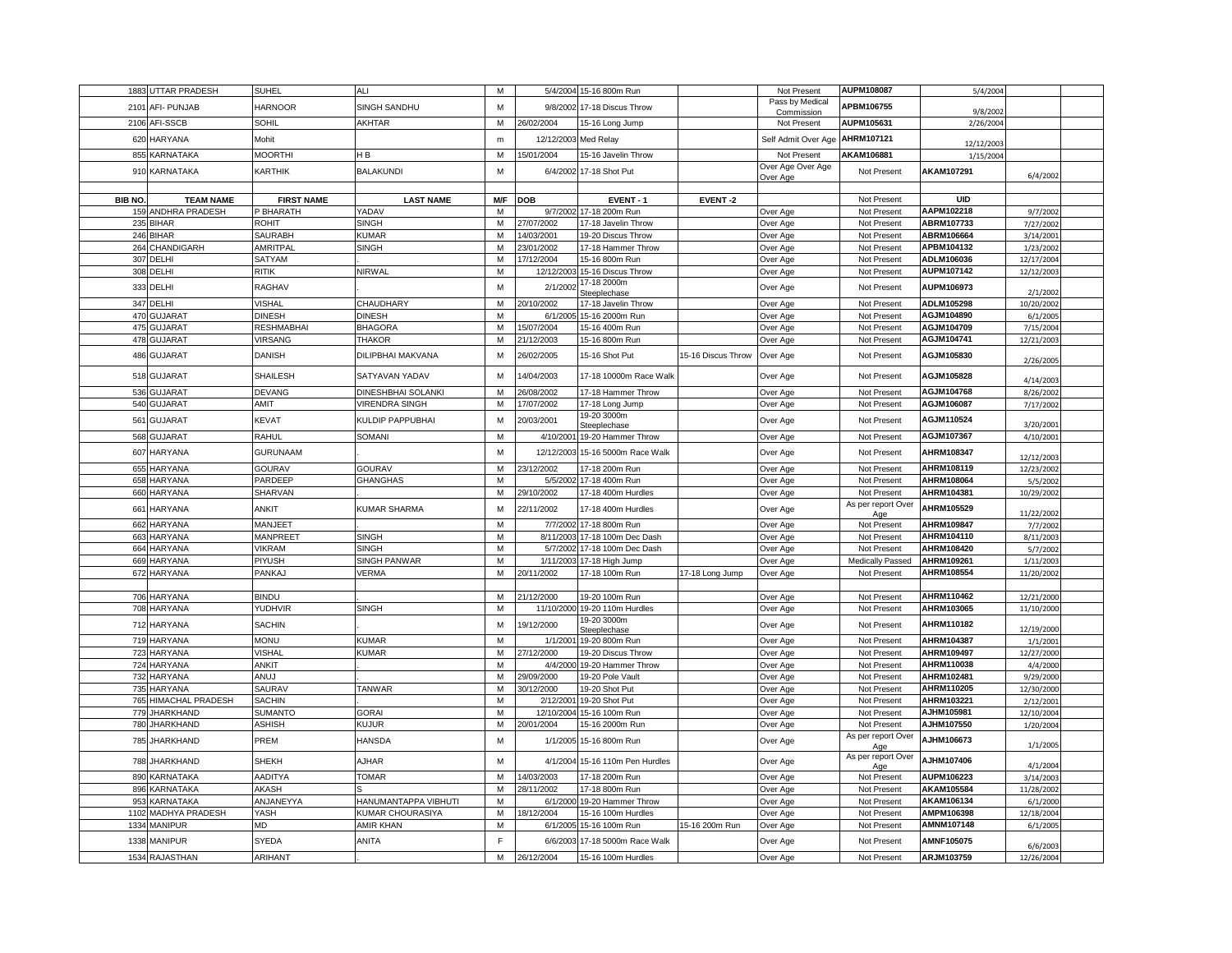| | | | | | | | | | | | |
|---|---|---|---|---|---|---|---|---|---|---|---|
| 1883 | UTTAR PRADESH | SUHEL | ALI | M | 5/4/2004 | 15-16 800m Run | | Not Present | AUPM108087 | 5/4/2004 | |
| 2101 | AFI- PUNJAB | HARNOOR | SINGH SANDHU | M | 9/8/2002 | 17-18 Discus Throw | | Pass by Medical Commission | APBM106755 | 9/8/2002 | |
| 2106 | AFI-SSCB | SOHIL | AKHTAR | M | 26/02/2004 | 15-16 Long Jump | | Not Present | AUPM105631 | 2/26/2004 | |
| 620 | HARYANA | Mohit | | m | 12/12/2003 | Med Relay | | Self Admit Over Age | AHRM107121 | 12/12/2003 | |
| 855 | KARNATAKA | MOORTHI | H B | M | 15/01/2004 | 15-16 Javelin Throw | | Not Present | AKAM106881 | 1/15/2004 | |
| 910 | KARNATAKA | KARTHIK | BALAKUNDI | M | 6/4/2002 | 17-18 Shot Put | | Over Age Over Age Over Age | Not Present | AKAM107291 | 6/4/2002 |

| BIB NO. | TEAM NAME | FIRST NAME | LAST NAME | M/F | DOB | EVENT - 1 | EVENT -2 | | Not Present | UID | |
|---|---|---|---|---|---|---|---|---|---|---|---|
| 159 | ANDHRA PRADESH | P BHARATH | YADAV | M | 9/7/2002 | 17-18 200m Run | | Over Age | Not Present | AAPM102218 | 9/7/2002 |
| 235 | BIHAR | ROHIT | SINGH | M | 27/07/2002 | 17-18 Javelin Throw | | Over Age | Not Present | ABRM107733 | 7/27/2002 |
| 246 | BIHAR | SAURABH | KUMAR | M | 14/03/2001 | 19-20 Discus Throw | | Over Age | Not Present | ABRM106664 | 3/14/2001 |
| 264 | CHANDIGARH | AMRITPAL | SINGH | M | 23/01/2002 | 17-18 Hammer Throw | | Over Age | Not Present | APBM104132 | 1/23/2002 |
| 307 | DELHI | SATYAM | . | M | 17/12/2004 | 15-16 800m Run | | Over Age | Not Present | ADLM106036 | 12/17/2004 |
| 308 | DELHI | RITIK | NIRWAL | M | 12/12/2003 | 15-16 Discus Throw | | Over Age | Not Present | AUPM107142 | 12/12/2003 |
| 333 | DELHI | RAGHAV | . | M | 2/1/2002 | 17-18 2000m Steeplechase | | Over Age | Not Present | AUPM106973 | 2/1/2002 |
| 347 | DELHI | VISHAL | CHAUDHARY | M | 20/10/2002 | 17-18 Javelin Throw | | Over Age | Not Present | ADLM105298 | 10/20/2002 |
| 470 | GUJARAT | DINESH | DINESH | M | 6/1/2005 | 15-16 2000m Run | | Over Age | Not Present | AGJM104890 | 6/1/2005 |
| 475 | GUJARAT | RESHMABHAI | BHAGORA | M | 15/07/2004 | 15-16 400m Run | | Over Age | Not Present | AGJM104709 | 7/15/2004 |
| 478 | GUJARAT | VIRSANG | THAKOR | M | 21/12/2003 | 15-16 800m Run | | Over Age | Not Present | AGJM104741 | 12/21/2003 |
| 486 | GUJARAT | DANISH | DILIPBHAI MAKVANA | M | 26/02/2005 | 15-16 Shot Put | 15-16 Discus Throw | Over Age | Not Present | AGJM105830 | 2/26/2005 |
| 518 | GUJARAT | SHAILESH | SATYAVAN YADAV | M | 14/04/2003 | 17-18 10000m Race Walk | | Over Age | Not Present | AGJM105828 | 4/14/2003 |
| 536 | GUJARAT | DEVANG | DINESHBHAI SOLANKI | M | 26/08/2002 | 17-18 Hammer Throw | | Over Age | Not Present | AGJM104768 | 8/26/2002 |
| 540 | GUJARAT | AMIT | VIRENDRA SINGH | M | 17/07/2002 | 17-18 Long Jump | | Over Age | Not Present | AGJM106087 | 7/17/2002 |
| 561 | GUJARAT | KEVAT | KULDIP PAPPUBHAI | M | 20/03/2001 | 19-20 3000m Steeplechase | | Over Age | Not Present | AGJM110524 | 3/20/2001 |
| 568 | GUJARAT | RAHUL | SOMANI | M | 4/10/2001 | 19-20 Hammer Throw | | Over Age | Not Present | AGJM107367 | 4/10/2001 |
| 607 | HARYANA | GURUNAAM | . | M | 12/12/2003 | 15-16 5000m Race Walk | | Over Age | Not Present | AHRM108347 | 12/12/2003 |
| 655 | HARYANA | GOURAV | GOURAV | M | 23/12/2002 | 17-18 200m Run | | Over Age | Not Present | AHRM108119 | 12/23/2002 |
| 658 | HARYANA | PARDEEP | GHANGHAS | M | 5/5/2002 | 17-18 400m Run | | Over Age | Not Present | AHRM108064 | 5/5/2002 |
| 660 | HARYANA | SHARVAN | . | M | 29/10/2002 | 17-18 400m Hurdles | | Over Age | Not Present | AHRM104381 | 10/29/2002 |
| 661 | HARYANA | ANKIT | KUMAR SHARMA | M | 22/11/2002 | 17-18 400m Hurdles | | Over Age | As per report Over Age | AHRM105529 | 11/22/2002 |
| 662 | HARYANA | MANJEET | | M | 7/7/2002 | 17-18 800m Run | | Over Age | Not Present | AHRM109847 | 7/7/2002 |
| 663 | HARYANA | MANPREET | SINGH | M | 8/11/2003 | 17-18 100m Dec Dash | | Over Age | Not Present | AHRM104110 | 8/11/2003 |
| 664 | HARYANA | VIKRAM | SINGH | M | 5/7/2002 | 17-18 100m Dec Dash | | Over Age | Not Present | AHRM108420 | 5/7/2002 |
| 669 | HARYANA | PIYUSH | SINGH PANWAR | M | 1/11/2003 | 17-18 High Jump | | Over Age | Medically Passed | AHRM109261 | 1/11/2003 |
| 672 | HARYANA | PANKAJ | VERMA | M | 20/11/2002 | 17-18 100m Run | 17-18 Long Jump | Over Age | Not Present | AHRM108554 | 11/20/2002 |
| | | | | | | | | | | | |
| 706 | HARYANA | BINDU | . | M | 21/12/2000 | 19-20 100m Run | | Over Age | Not Present | AHRM110462 | 12/21/2000 |
| 708 | HARYANA | YUDHVIR | SINGH | M | 11/10/2000 | 19-20 110m Hurdles | | Over Age | Not Present | AHRM103065 | 11/10/2000 |
| 712 | HARYANA | SACHIN | . | M | 19/12/2000 | 19-20 3000m Steeplechase | | Over Age | Not Present | AHRM110182 | 12/19/2000 |
| 719 | HARYANA | MONU | KUMAR | M | 1/1/2001 | 19-20 800m Run | | Over Age | Not Present | AHRM104387 | 1/1/2001 |
| 723 | HARYANA | VISHAL | KUMAR | M | 27/12/2000 | 19-20 Discus Throw | | Over Age | Not Present | AHRM109497 | 12/27/2000 |
| 724 | HARYANA | ANKIT | . | M | 4/4/2000 | 19-20 Hammer Throw | | Over Age | Not Present | AHRM110038 | 4/4/2000 |
| 732 | HARYANA | ANUJ | . | M | 29/09/2000 | 19-20 Pole Vault | | Over Age | Not Present | AHRM102481 | 9/29/2000 |
| 735 | HARYANA | SAURAV | TANWAR | M | 30/12/2000 | 19-20 Shot Put | | Over Age | Not Present | AHRM110205 | 12/30/2000 |
| 765 | HIMACHAL PRADESH | SACHIN | | M | 2/12/2001 | 19-20 Shot Put | | Over Age | Not Present | AHRM103221 | 2/12/2001 |
| 779 | JHARKHAND | SUMANTO | GORAI | M | 12/10/2004 | 15-16 100m Run | | Over Age | Not Present | AJHM105981 | 12/10/2004 |
| 780 | JHARKHAND | ASHISH | KUJUR | M | 20/01/2004 | 15-16 2000m Run | | Over Age | Not Present | AJHM107550 | 1/20/2004 |
| 785 | JHARKHAND | PREM | HANSDA | M | 1/1/2005 | 15-16 800m Run | | Over Age | As per report Over Age | AJHM106673 | 1/1/2005 |
| 788 | JHARKHAND | SHEKH | AJHAR | M | 4/1/2004 | 15-16 110m Pen Hurdles | | Over Age | As per report Over Age | AJHM107406 | 4/1/2004 |
| 890 | KARNATAKA | AADITYA | TOMAR | M | 14/03/2003 | 17-18 200m Run | | Over Age | Not Present | AUPM106223 | 3/14/2003 |
| 896 | KARNATAKA | AKASH | S | M | 28/11/2002 | 17-18 800m Run | | Over Age | Not Present | AKAM105584 | 11/28/2002 |
| 953 | KARNATAKA | ANJANEYYA | HANUMANTAPPA VIBHUTI | M | 6/1/2000 | 19-20 Hammer Throw | | Over Age | Not Present | AKAM106134 | 6/1/2000 |
| 1102 | MADHYA PRADESH | YASH | KUMAR CHOURASIYA | M | 18/12/2004 | 15-16 100m Hurdles | | Over Age | Not Present | AMPM106398 | 12/18/2004 |
| 1334 | MANIPUR | MD | AMIR KHAN | M | 6/1/2005 | 15-16 100m Run | 15-16 200m Run | Over Age | Not Present | AMNM107148 | 6/1/2005 |
| 1338 | MANIPUR | SYEDA | ANITA | F | 6/6/2003 | 17-18 5000m Race Walk | | Over Age | Not Present | AMNF105075 | 6/6/2003 |
| 1534 | RAJASTHAN | ARIHANT | . | M | 26/12/2004 | 15-16 100m Hurdles | | Over Age | Not Present | ARJM103759 | 12/26/2004 |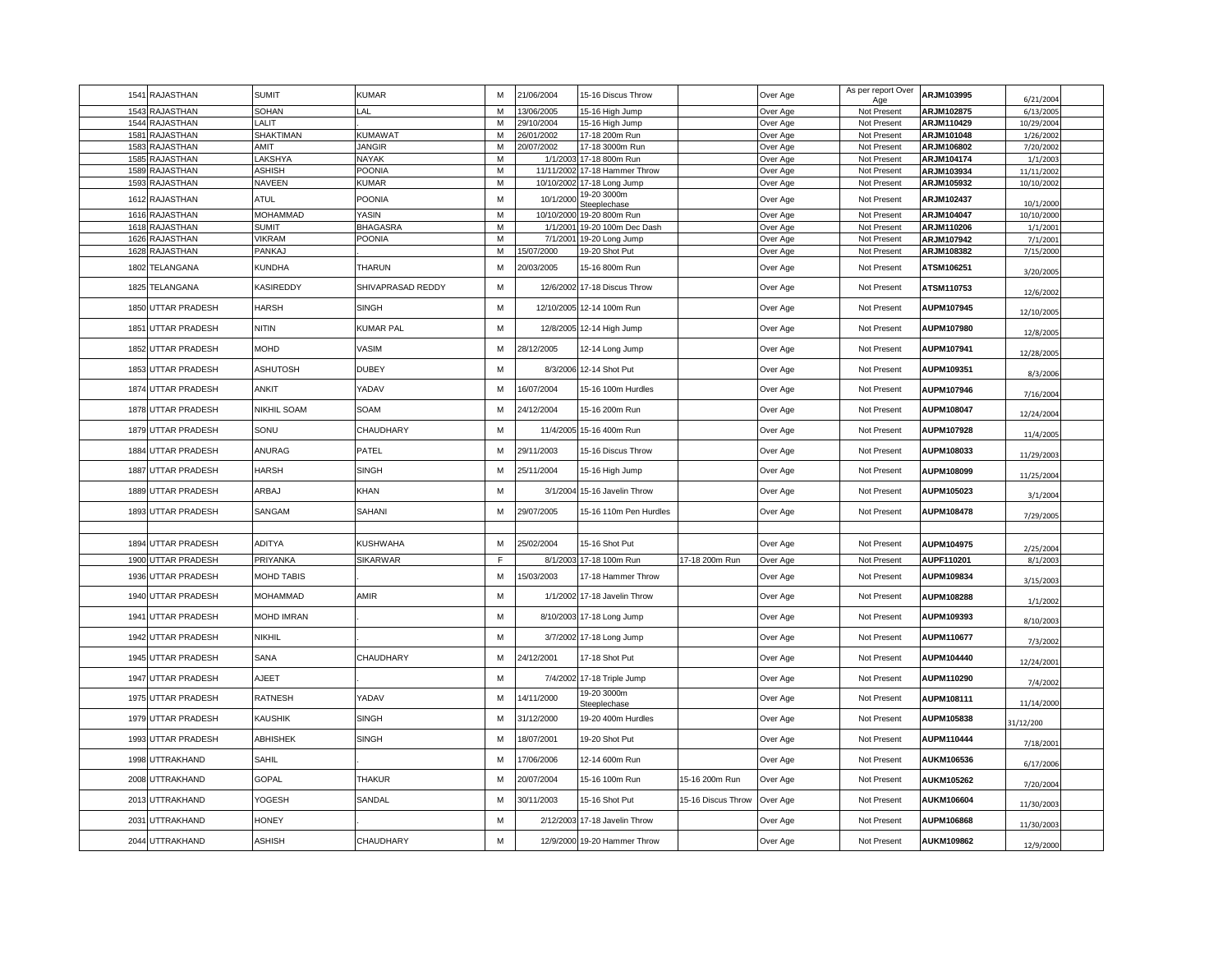| | | | | | | | | | | | | |
|---|---|---|---|---|---|---|---|---|---|---|---|---|
| 1541 | RAJASTHAN | SUMIT | KUMAR | M | 21/06/2004 | 15-16 Discus Throw | | Over Age | As per report Over Age | ARJM103995 | 6/21/2004 | |
| 1543 | RAJASTHAN | SOHAN | LAL | M | 13/06/2005 | 15-16 High Jump | | Over Age | Not Present | ARJM102875 | 6/13/2005 | |
| 1544 | RAJASTHAN | LALIT | . | M | 29/10/2004 | 15-16 High Jump | | Over Age | Not Present | ARJM110429 | 10/29/2004 | |
| 1581 | RAJASTHAN | SHAKTIMAN | KUMAWAT | M | 26/01/2002 | 17-18 200m Run | | Over Age | Not Present | ARJM101048 | 1/26/2002 | |
| 1583 | RAJASTHAN | AMIT | JANGIR | M | 20/07/2002 | 17-18 3000m Run | | Over Age | Not Present | ARJM106802 | 7/20/2002 | |
| 1585 | RAJASTHAN | LAKSHYA | NAYAK | M | 1/1/2003 | 17-18 800m Run | | Over Age | Not Present | ARJM104174 | 1/1/2003 | |
| 1589 | RAJASTHAN | ASHISH | POONIA | M | 11/11/2002 | 17-18 Hammer Throw | | Over Age | Not Present | ARJM103934 | 11/11/2002 | |
| 1593 | RAJASTHAN | NAVEEN | KUMAR | M | 10/10/2002 | 17-18 Long Jump | | Over Age | Not Present | ARJM105932 | 10/10/2002 | |
| 1612 | RAJASTHAN | ATUL | POONIA | M | 10/1/2000 | 19-20 3000m Steeplechase | | Over Age | Not Present | ARJM102437 | 10/1/2000 | |
| 1616 | RAJASTHAN | MOHAMMAD | YASIN | M | 10/10/2000 | 19-20 800m Run | | Over Age | Not Present | ARJM104047 | 10/10/2000 | |
| 1618 | RAJASTHAN | SUMIT | BHAGASRA | M | 1/1/2001 | 19-20 100m Dec Dash | | Over Age | Not Present | ARJM110206 | 1/1/2001 | |
| 1626 | RAJASTHAN | VIKRAM | POONIA | M | 7/1/2001 | 19-20 Long Jump | | Over Age | Not Present | ARJM107942 | 7/1/2001 | |
| 1628 | RAJASTHAN | PANKAJ | . | M | 15/07/2000 | 19-20 Shot Put | | Over Age | Not Present | ARJM108382 | 7/15/2000 | |
| 1802 | TELANGANA | KUNDHA | THARUN | M | 20/03/2005 | 15-16 800m Run | | Over Age | Not Present | ATSM106251 | 3/20/2005 | |
| 1825 | TELANGANA | KASIREDDY | SHIVAPRASAD REDDY | M | 12/6/2002 | 17-18 Discus Throw | | Over Age | Not Present | ATSM110753 | 12/6/2002 | |
| 1850 | UTTAR PRADESH | HARSH | SINGH | M | 12/10/2005 | 12-14 100m Run | | Over Age | Not Present | AUPM107945 | 12/10/2005 | |
| 1851 | UTTAR PRADESH | NITIN | KUMAR PAL | M | 12/8/2005 | 12-14 High Jump | | Over Age | Not Present | AUPM107980 | 12/8/2005 | |
| 1852 | UTTAR PRADESH | MOHD | VASIM | M | 28/12/2005 | 12-14 Long Jump | | Over Age | Not Present | AUPM107941 | 12/28/2005 | |
| 1853 | UTTAR PRADESH | ASHUTOSH | DUBEY | M | 8/3/2006 | 12-14 Shot Put | | Over Age | Not Present | AUPM109351 | 8/3/2006 | |
| 1874 | UTTAR PRADESH | ANKIT | YADAV | M | 16/07/2004 | 15-16 100m Hurdles | | Over Age | Not Present | AUPM107946 | 7/16/2004 | |
| 1878 | UTTAR PRADESH | NIKHIL SOAM | SOAM | M | 24/12/2004 | 15-16 200m Run | | Over Age | Not Present | AUPM108047 | 12/24/2004 | |
| 1879 | UTTAR PRADESH | SONU | CHAUDHARY | M | 11/4/2005 | 15-16 400m Run | | Over Age | Not Present | AUPM107928 | 11/4/2005 | |
| 1884 | UTTAR PRADESH | ANURAG | PATEL | M | 29/11/2003 | 15-16 Discus Throw | | Over Age | Not Present | AUPM108033 | 11/29/2003 | |
| 1887 | UTTAR PRADESH | HARSH | SINGH | M | 25/11/2004 | 15-16 High Jump | | Over Age | Not Present | AUPM108099 | 11/25/2004 | |
| 1889 | UTTAR PRADESH | ARBAJ | KHAN | M | 3/1/2004 | 15-16 Javelin Throw | | Over Age | Not Present | AUPM105023 | 3/1/2004 | |
| 1893 | UTTAR PRADESH | SANGAM | SAHANI | M | 29/07/2005 | 15-16 110m Pen Hurdles | | Over Age | Not Present | AUPM108478 | 7/29/2005 | |
| | | | | | | | | | | | | |
| 1894 | UTTAR PRADESH | ADITYA | KUSHWAHA | M | 25/02/2004 | 15-16 Shot Put | | Over Age | Not Present | AUPM104975 | 2/25/2004 | |
| 1900 | UTTAR PRADESH | PRIYANKA | SIKARWAR | F | 8/1/2003 | 17-18 100m Run | 17-18 200m Run | Over Age | Not Present | AUPF110201 | 8/1/2003 | |
| 1936 | UTTAR PRADESH | MOHD TABIS | . | M | 15/03/2003 | 17-18 Hammer Throw | | Over Age | Not Present | AUPM109834 | 3/15/2003 | |
| 1940 | UTTAR PRADESH | MOHAMMAD | AMIR | M | 1/1/2002 | 17-18 Javelin Throw | | Over Age | Not Present | AUPM108288 | 1/1/2002 | |
| 1941 | UTTAR PRADESH | MOHD IMRAN | . | M | 8/10/2003 | 17-18 Long Jump | | Over Age | Not Present | AUPM109393 | 8/10/2003 | |
| 1942 | UTTAR PRADESH | NIKHIL | . | M | 3/7/2002 | 17-18 Long Jump | | Over Age | Not Present | AUPM110677 | 7/3/2002 | |
| 1945 | UTTAR PRADESH | SANA | CHAUDHARY | M | 24/12/2001 | 17-18 Shot Put | | Over Age | Not Present | AUPM104440 | 12/24/2001 | |
| 1947 | UTTAR PRADESH | AJEET | . | M | 7/4/2002 | 17-18 Triple Jump | | Over Age | Not Present | AUPM110290 | 7/4/2002 | |
| 1975 | UTTAR PRADESH | RATNESH | YADAV | M | 14/11/2000 | 19-20 3000m Steeplechase | | Over Age | Not Present | AUPM108111 | 11/14/2000 | |
| 1979 | UTTAR PRADESH | KAUSHIK | SINGH | M | 31/12/2000 | 19-20 400m Hurdles | | Over Age | Not Present | AUPM105838 | 31/12/200 | |
| 1993 | UTTAR PRADESH | ABHISHEK | SINGH | M | 18/07/2001 | 19-20 Shot Put | | Over Age | Not Present | AUPM110444 | 7/18/2001 | |
| 1998 | UTTRAKHAND | SAHIL | . | M | 17/06/2006 | 12-14 600m Run | | Over Age | Not Present | AUKM106536 | 6/17/2006 | |
| 2008 | UTTRAKHAND | GOPAL | THAKUR | M | 20/07/2004 | 15-16 100m Run | 15-16 200m Run | Over Age | Not Present | AUKM105262 | 7/20/2004 | |
| 2013 | UTTRAKHAND | YOGESH | SANDAL | M | 30/11/2003 | 15-16 Shot Put | 15-16 Discus Throw | Over Age | Not Present | AUKM106604 | 11/30/2003 | |
| 2031 | UTTRAKHAND | HONEY | . | M | 2/12/2003 | 17-18 Javelin Throw | | Over Age | Not Present | AUPM106868 | 11/30/2003 | |
| 2044 | UTTRAKHAND | ASHISH | CHAUDHARY | M | 12/9/2000 | 19-20 Hammer Throw | | Over Age | Not Present | AUKM109862 | 12/9/2000 | |